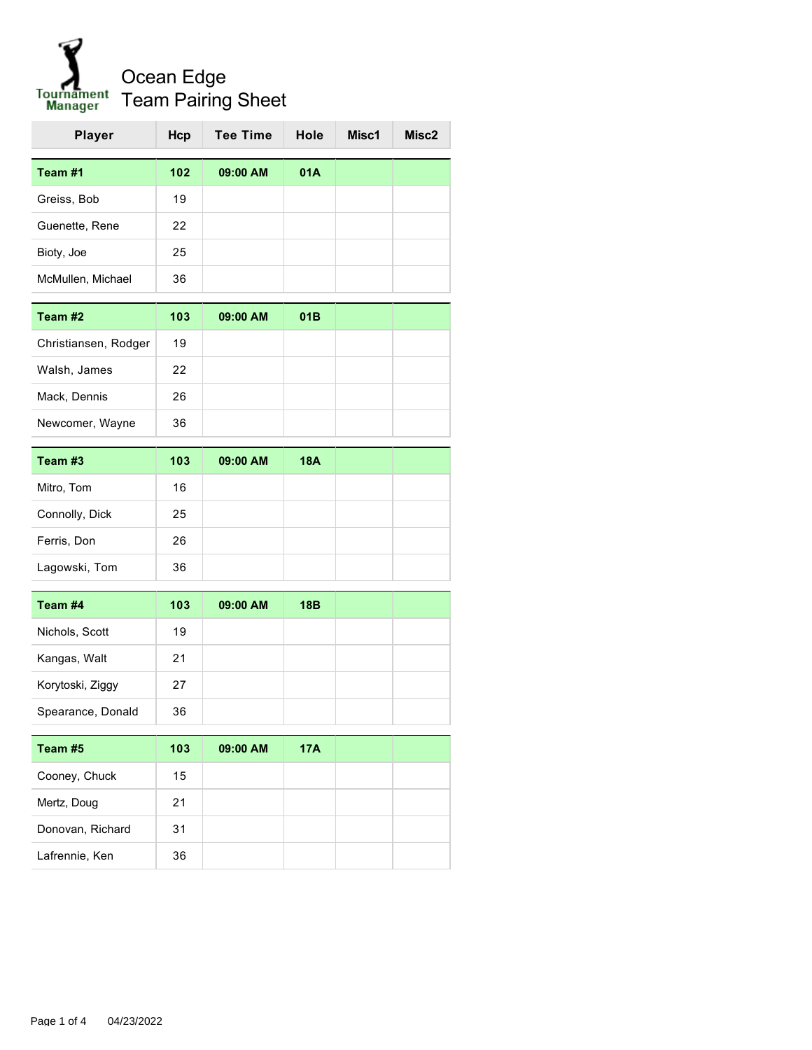# Ocean Edge Team Pairing Sheet

| Player | Hcp | Tee Time | Hole | Misc1 | Misc2 |
|---|---|---|---|---|---|
| **Team #1** | **102** | **09:00 AM** | **01A** | | |
| Greiss, Bob | 19 | | | | |
| Guenette, Rene | 22 | | | | |
| Bioty, Joe | 25 | | | | |
| McMullen, Michael | 36 | | | | |
| **Team #2** | **103** | **09:00 AM** | **01B** | | |
| Christiansen, Rodger | 19 | | | | |
| Walsh, James | 22 | | | | |
| Mack, Dennis | 26 | | | | |
| Newcomer, Wayne | 36 | | | | |
| **Team #3** | **103** | **09:00 AM** | **18A** | | |
| Mitro, Tom | 16 | | | | |
| Connolly, Dick | 25 | | | | |
| Ferris, Don | 26 | | | | |
| Lagowski, Tom | 36 | | | | |
| **Team #4** | **103** | **09:00 AM** | **18B** | | |
| Nichols, Scott | 19 | | | | |
| Kangas, Walt | 21 | | | | |
| Korytoski, Ziggy | 27 | | | | |
| Spearance, Donald | 36 | | | | |
| **Team #5** | **103** | **09:00 AM** | **17A** | | |
| Cooney, Chuck | 15 | | | | |
| Mertz, Doug | 21 | | | | |
| Donovan, Richard | 31 | | | | |
| Lafrennie, Ken | 36 | | | | |

04/23/2022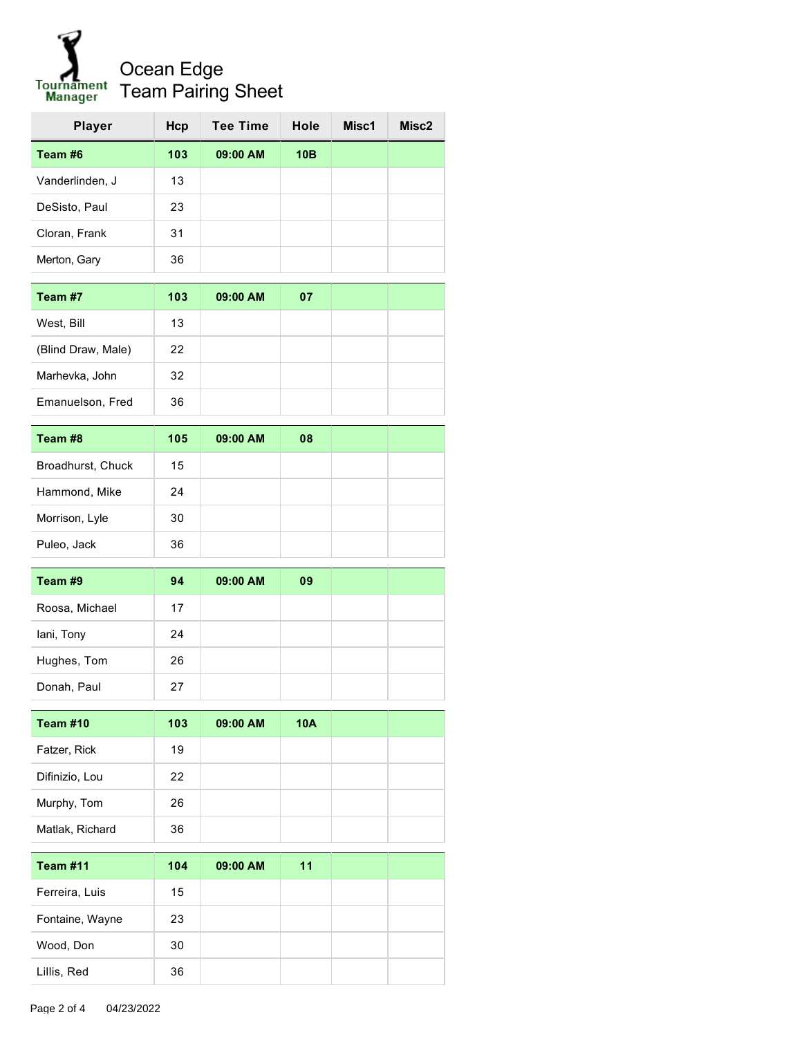# Ocean Edge
## Team Pairing Sheet

| Player | Hcp | Tee Time | Hole | Misc1 | Misc2 |
|---|---|---|---|---|---|
| **Team #6** | **103** | **09:00 AM** | **10B** | | |
| Vanderlinden, J | 13 | | | | |
| DeSisto, Paul | 23 | | | | |
| Cloran, Frank | 31 | | | | |
| Merton, Gary | 36 | | | | |
| **Team #7** | **103** | **09:00 AM** | **07** | | |
| West, Bill | 13 | | | | |
| (Blind Draw, Male) | 22 | | | | |
| Marhevka, John | 32 | | | | |
| Emanuelson, Fred | 36 | | | | |
| **Team #8** | **105** | **09:00 AM** | **08** | | |
| Broadhurst, Chuck | 15 | | | | |
| Hammond, Mike | 24 | | | | |
| Morrison, Lyle | 30 | | | | |
| Puleo, Jack | 36 | | | | |
| **Team #9** | **94** | **09:00 AM** | **09** | | |
| Roosa, Michael | 17 | | | | |
| Iani, Tony | 24 | | | | |
| Hughes, Tom | 26 | | | | |
| Donah, Paul | 27 | | | | |
| **Team #10** | **103** | **09:00 AM** | **10A** | | |
| Fatzer, Rick | 19 | | | | |
| Difinizio, Lou | 22 | | | | |
| Murphy, Tom | 26 | | | | |
| Matlak, Richard | 36 | | | | |
| **Team #11** | **104** | **09:00 AM** | **11** | | |
| Ferreira, Luis | 15 | | | | |
| Fontaine, Wayne | 23 | | | | |
| Wood, Don | 30 | | | | |
| Lillis, Red | 36 | | | | |

04/23/2022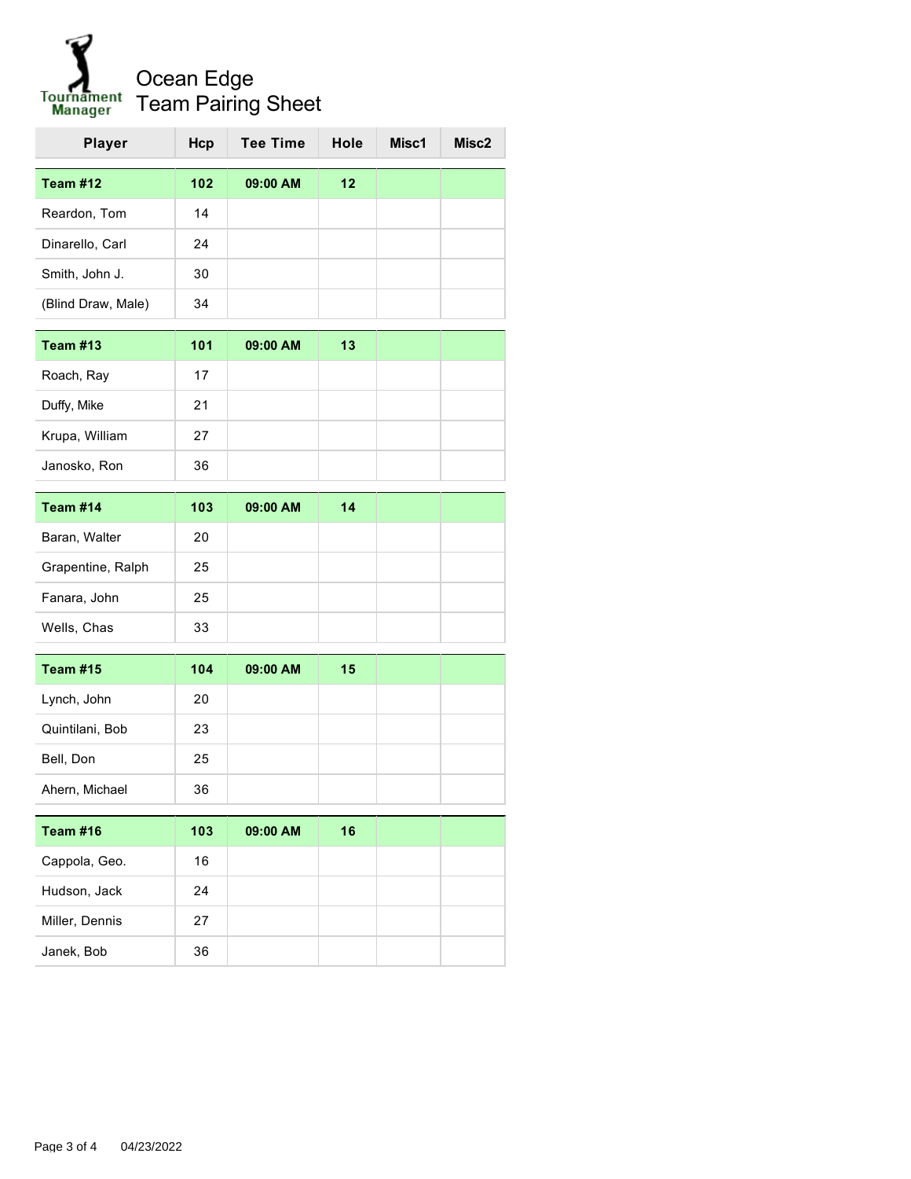# Ocean Edge
## Team Pairing Sheet

| Player | Hcp | Tee Time | Hole | Misc1 | Misc2 |
|---|---|---|---|---|---|
| **Team #12** | **102** | **09:00 AM** | **12** | | |
| Reardon, Tom | 14 | | | | |
| Dinarello, Carl | 24 | | | | |
| Smith, John J. | 30 | | | | |
| (Blind Draw, Male) | 34 | | | | |
| **Team #13** | **101** | **09:00 AM** | **13** | | |
| Roach, Ray | 17 | | | | |
| Duffy, Mike | 21 | | | | |
| Krupa, William | 27 | | | | |
| Janosko, Ron | 36 | | | | |
| **Team #14** | **103** | **09:00 AM** | **14** | | |
| Baran, Walter | 20 | | | | |
| Grapentine, Ralph | 25 | | | | |
| Fanara, John | 25 | | | | |
| Wells, Chas | 33 | | | | |
| **Team #15** | **104** | **09:00 AM** | **15** | | |
| Lynch, John | 20 | | | | |
| Quintilani, Bob | 23 | | | | |
| Bell, Don | 25 | | | | |
| Ahern, Michael | 36 | | | | |
| **Team #16** | **103** | **09:00 AM** | **16** | | |
| Cappola, Geo. | 16 | | | | |
| Hudson, Jack | 24 | | | | |
| Miller, Dennis | 27 | | | | |
| Janek, Bob | 36 | | | | |

04/23/2022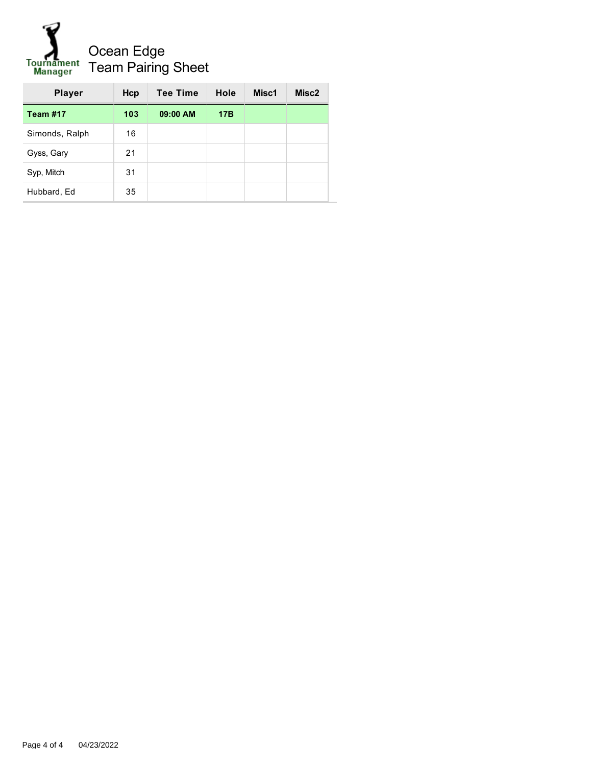Ocean Edge
Team Pairing Sheet

| Player | Hcp | Tee Time | Hole | Misc1 | Misc2 |
|---|---|---|---|---|---|
| **Team #17** | **103** | **09:00 AM** | **17B** | | |
| Simonds, Ralph | 16 | | | | |
| Gyss, Gary | 21 | | | | |
| Syp, Mitch | 31 | | | | |
| Hubbard, Ed | 35 | | | | |

04/23/2022